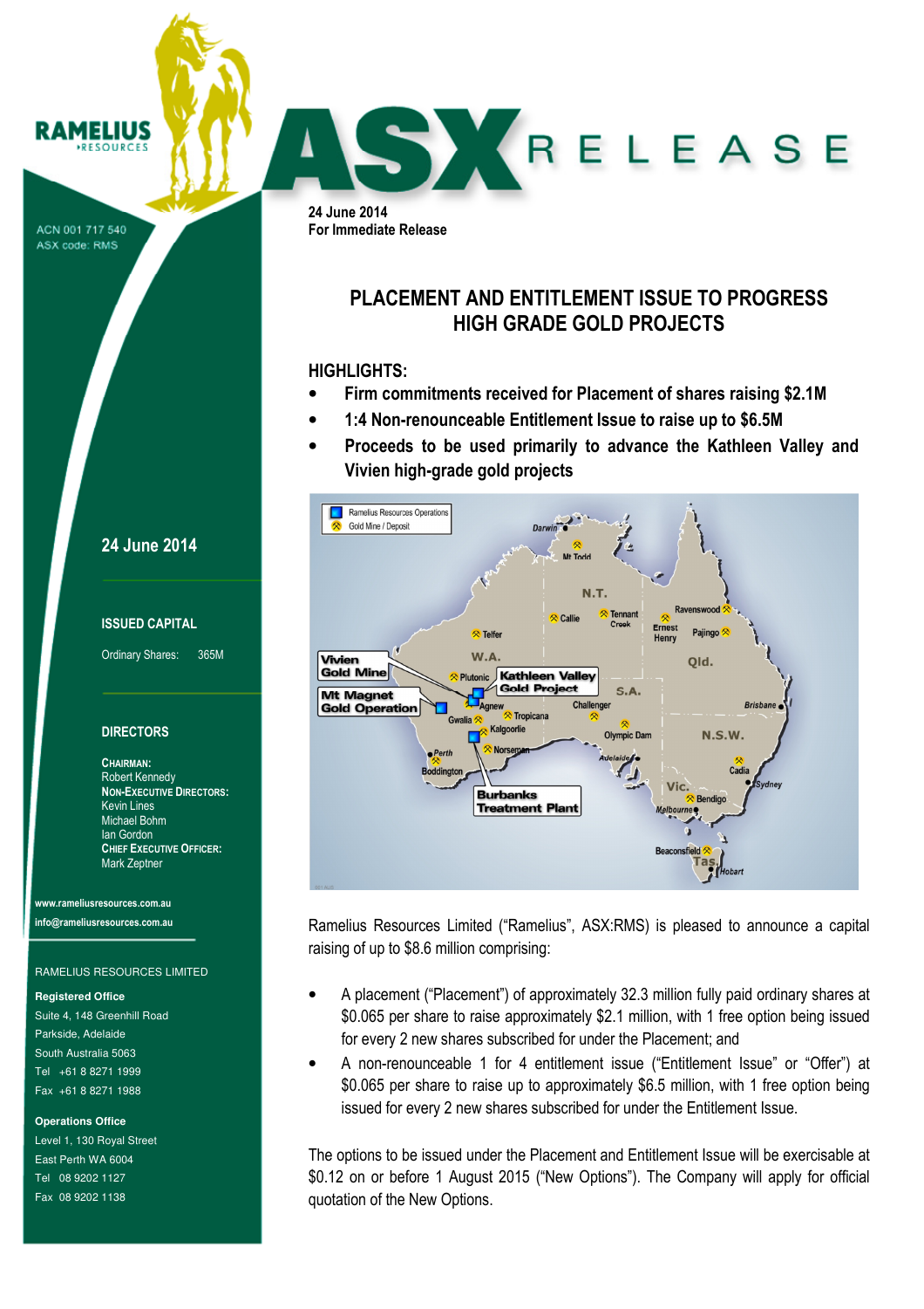RAMELIUS RESOURCES

ACN 001 717 540
ASX code: RMS

# ASX RELEASE

24 June 2014
For Immediate Release

## PLACEMENT AND ENTITLEMENT ISSUE TO PROGRESS HIGH GRADE GOLD PROJECTS

**HIGHLIGHTS:**

- **Firm commitments received for Placement of shares raising $2.1M**
- **1:4 Non-renounceable Entitlement Issue to raise up to $6.5M**
- **Proceeds to be used primarily to advance the Kathleen Valley and Vivien high-grade gold projects**

Ramelius Resources Limited ("Ramelius", ASX:RMS) is pleased to announce a capital raising of up to $8.6 million comprising:

- A placement ("Placement") of approximately 32.3 million fully paid ordinary shares at $0.065 per share to raise approximately $2.1 million, with 1 free option being issued for every 2 new shares subscribed for under the Placement; and
- A non-renounceable 1 for 4 entitlement issue ("Entitlement Issue" or "Offer") at $0.065 per share to raise up to approximately $6.5 million, with 1 free option being issued for every 2 new shares subscribed for under the Entitlement Issue.

The options to be issued under the Placement and Entitlement Issue will be exercisable at $0.12 on or before 1 August 2015 ("New Options"). The Company will apply for official quotation of the New Options.

**24 June 2014**

**ISSUED CAPITAL**

Ordinary Shares: 365M

**DIRECTORS**

**CHAIRMAN:**
Robert Kennedy
**NON-EXECUTIVE DIRECTORS:**
Kevin Lines
Michael Bohm
Ian Gordon
**CHIEF EXECUTIVE OFFICER:**
Mark Zeptner

www.rameliusresources.com.au
info@rameliusresources.com.au

RAMELIUS RESOURCES LIMITED

**Registered Office**
Suite 4, 148 Greenhill Road
Parkside, Adelaide
South Australia 5063
Tel +61 8 8271 1999
Fax +61 8 8271 1988

**Operations Office**
Level 1, 130 Royal Street
East Perth WA 6004
Tel 08 9202 1127
Fax 08 9202 1138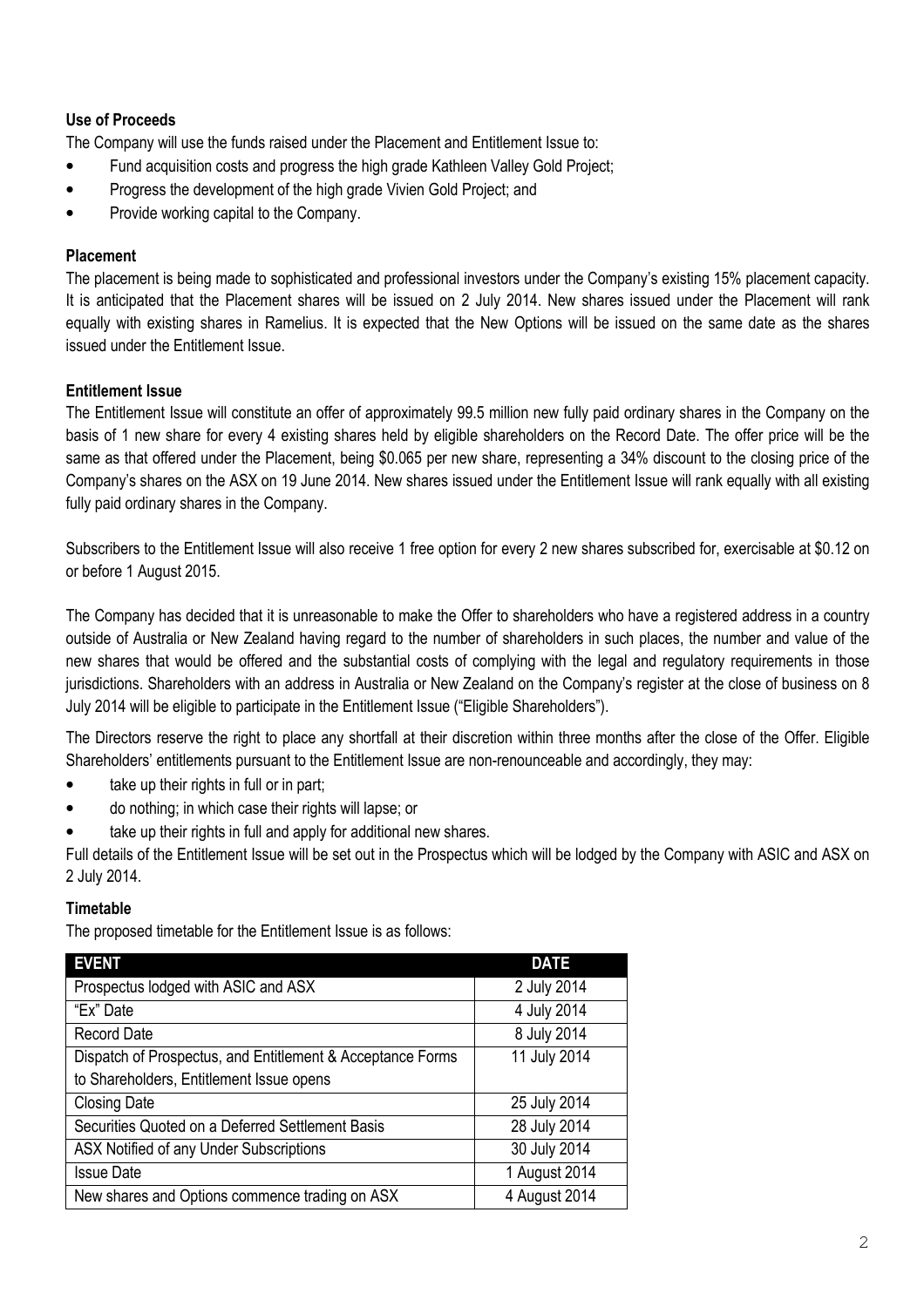**Use of Proceeds**

The Company will use the funds raised under the Placement and Entitlement Issue to:

- Fund acquisition costs and progress the high grade Kathleen Valley Gold Project;
- Progress the development of the high grade Vivien Gold Project; and
- Provide working capital to the Company.

**Placement**

The placement is being made to sophisticated and professional investors under the Company's existing 15% placement capacity. It is anticipated that the Placement shares will be issued on 2 July 2014. New shares issued under the Placement will rank equally with existing shares in Ramelius. It is expected that the New Options will be issued on the same date as the shares issued under the Entitlement Issue.

**Entitlement Issue**

The Entitlement Issue will constitute an offer of approximately 99.5 million new fully paid ordinary shares in the Company on the basis of 1 new share for every 4 existing shares held by eligible shareholders on the Record Date. The offer price will be the same as that offered under the Placement, being $0.065 per new share, representing a 34% discount to the closing price of the Company's shares on the ASX on 19 June 2014. New shares issued under the Entitlement Issue will rank equally with all existing fully paid ordinary shares in the Company.

Subscribers to the Entitlement Issue will also receive 1 free option for every 2 new shares subscribed for, exercisable at $0.12 on or before 1 August 2015.

The Company has decided that it is unreasonable to make the Offer to shareholders who have a registered address in a country outside of Australia or New Zealand having regard to the number of shareholders in such places, the number and value of the new shares that would be offered and the substantial costs of complying with the legal and regulatory requirements in those jurisdictions. Shareholders with an address in Australia or New Zealand on the Company's register at the close of business on 8 July 2014 will be eligible to participate in the Entitlement Issue ("Eligible Shareholders").

The Directors reserve the right to place any shortfall at their discretion within three months after the close of the Offer. Eligible Shareholders' entitlements pursuant to the Entitlement Issue are non-renounceable and accordingly, they may:

- take up their rights in full or in part;
- do nothing; in which case their rights will lapse; or
- take up their rights in full and apply for additional new shares.

Full details of the Entitlement Issue will be set out in the Prospectus which will be lodged by the Company with ASIC and ASX on 2 July 2014.

**Timetable**

The proposed timetable for the Entitlement Issue is as follows:

| EVENT | DATE |
|---|---|
| Prospectus lodged with ASIC and ASX | 2 July 2014 |
| "Ex" Date | 4 July 2014 |
| Record Date | 8 July 2014 |
| Dispatch of Prospectus, and Entitlement & Acceptance Forms to Shareholders, Entitlement Issue opens | 11 July 2014 |
| Closing Date | 25 July 2014 |
| Securities Quoted on a Deferred Settlement Basis | 28 July 2014 |
| ASX Notified of any Under Subscriptions | 30 July 2014 |
| Issue Date | 1 August 2014 |
| New shares and Options commence trading on ASX | 4 August 2014 |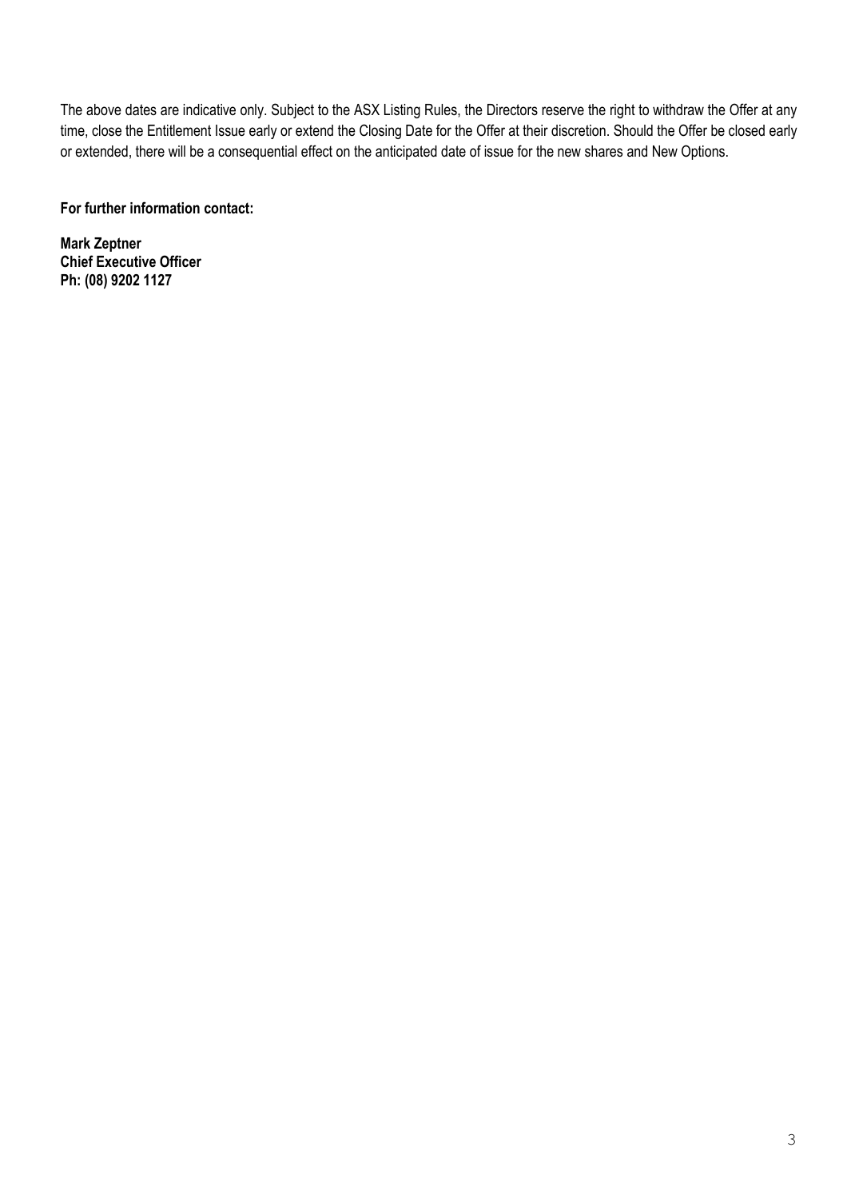The above dates are indicative only. Subject to the ASX Listing Rules, the Directors reserve the right to withdraw the Offer at any time, close the Entitlement Issue early or extend the Closing Date for the Offer at their discretion. Should the Offer be closed early or extended, there will be a consequential effect on the anticipated date of issue for the new shares and New Options.

**For further information contact:**

**Mark Zeptner**
**Chief Executive Officer**
**Ph: (08) 9202 1127**